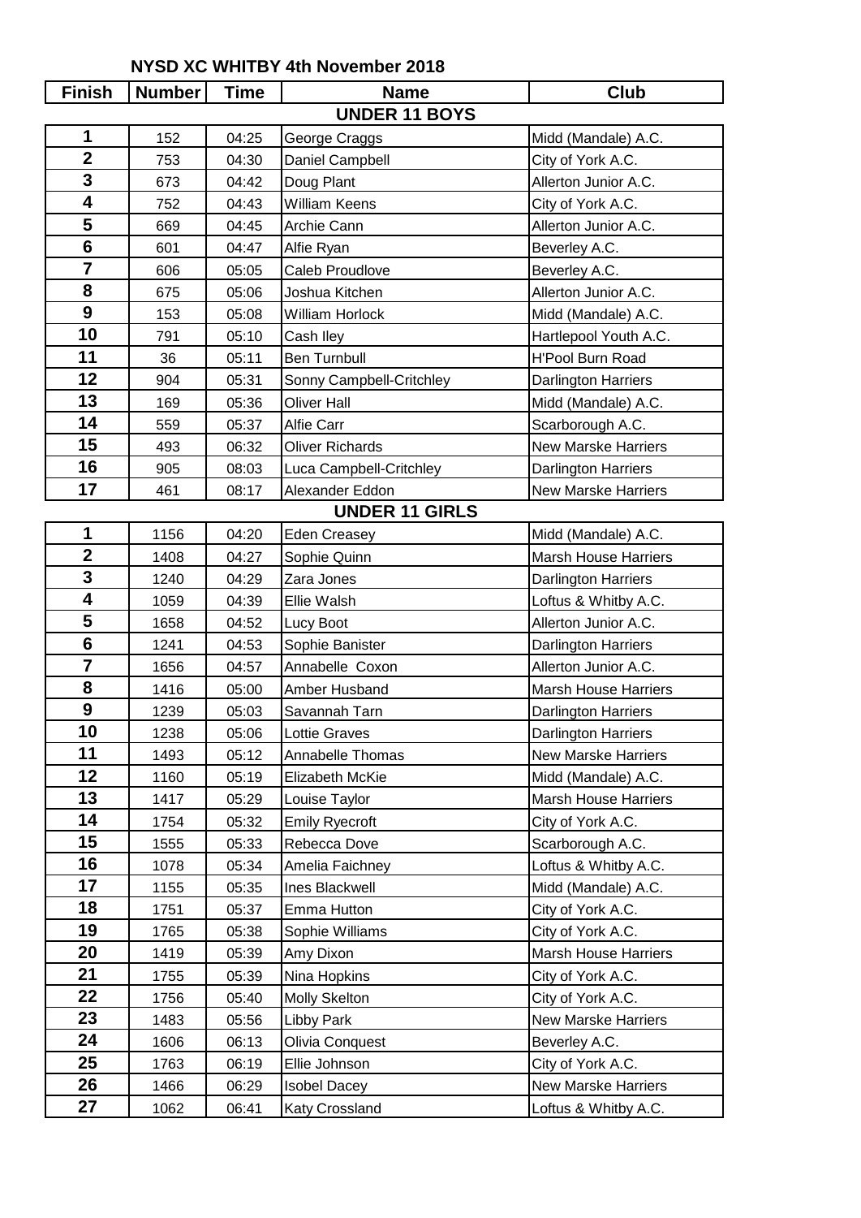# NYSD XC WHITBY 4th November 2018

| Finish | Number | Time | Name | Club |
|---|---|---|---|---|
| **UNDER 11 BOYS** | | | | |
| 1 | 152 | 04:25 | George Craggs | Midd (Mandale) A.C. |
| 2 | 753 | 04:30 | Daniel Campbell | City of York A.C. |
| 3 | 673 | 04:42 | Doug Plant | Allerton Junior A.C. |
| 4 | 752 | 04:43 | William Keens | City of York A.C. |
| 5 | 669 | 04:45 | Archie Cann | Allerton Junior A.C. |
| 6 | 601 | 04:47 | Alfie Ryan | Beverley A.C. |
| 7 | 606 | 05:05 | Caleb Proudlove | Beverley A.C. |
| 8 | 675 | 05:06 | Joshua Kitchen | Allerton Junior A.C. |
| 9 | 153 | 05:08 | William Horlock | Midd (Mandale) A.C. |
| 10 | 791 | 05:10 | Cash Iley | Hartlepool Youth A.C. |
| 11 | 36 | 05:11 | Ben Turnbull | H'Pool Burn Road |
| 12 | 904 | 05:31 | Sonny Campbell-Critchley | Darlington Harriers |
| 13 | 169 | 05:36 | Oliver Hall | Midd (Mandale) A.C. |
| 14 | 559 | 05:37 | Alfie Carr | Scarborough A.C. |
| 15 | 493 | 06:32 | Oliver Richards | New Marske Harriers |
| 16 | 905 | 08:03 | Luca Campbell-Critchley | Darlington Harriers |
| 17 | 461 | 08:17 | Alexander Eddon | New Marske Harriers |
| **UNDER 11 GIRLS** | | | | |
| 1 | 1156 | 04:20 | Eden Creasey | Midd (Mandale) A.C. |
| 2 | 1408 | 04:27 | Sophie Quinn | Marsh House Harriers |
| 3 | 1240 | 04:29 | Zara Jones | Darlington Harriers |
| 4 | 1059 | 04:39 | Ellie Walsh | Loftus & Whitby A.C. |
| 5 | 1658 | 04:52 | Lucy Boot | Allerton Junior A.C. |
| 6 | 1241 | 04:53 | Sophie Banister | Darlington Harriers |
| 7 | 1656 | 04:57 | Annabelle Coxon | Allerton Junior A.C. |
| 8 | 1416 | 05:00 | Amber Husband | Marsh House Harriers |
| 9 | 1239 | 05:03 | Savannah Tarn | Darlington Harriers |
| 10 | 1238 | 05:06 | Lottie Graves | Darlington Harriers |
| 11 | 1493 | 05:12 | Annabelle Thomas | New Marske Harriers |
| 12 | 1160 | 05:19 | Elizabeth McKie | Midd (Mandale) A.C. |
| 13 | 1417 | 05:29 | Louise Taylor | Marsh House Harriers |
| 14 | 1754 | 05:32 | Emily Ryecroft | City of York A.C. |
| 15 | 1555 | 05:33 | Rebecca Dove | Scarborough A.C. |
| 16 | 1078 | 05:34 | Amelia Faichney | Loftus & Whitby A.C. |
| 17 | 1155 | 05:35 | Ines Blackwell | Midd (Mandale) A.C. |
| 18 | 1751 | 05:37 | Emma Hutton | City of York A.C. |
| 19 | 1765 | 05:38 | Sophie Williams | City of York A.C. |
| 20 | 1419 | 05:39 | Amy Dixon | Marsh House Harriers |
| 21 | 1755 | 05:39 | Nina Hopkins | City of York A.C. |
| 22 | 1756 | 05:40 | Molly Skelton | City of York A.C. |
| 23 | 1483 | 05:56 | Libby Park | New Marske Harriers |
| 24 | 1606 | 06:13 | Olivia Conquest | Beverley A.C. |
| 25 | 1763 | 06:19 | Ellie Johnson | City of York A.C. |
| 26 | 1466 | 06:29 | Isobel Dacey | New Marske Harriers |
| 27 | 1062 | 06:41 | Katy Crossland | Loftus & Whitby A.C. |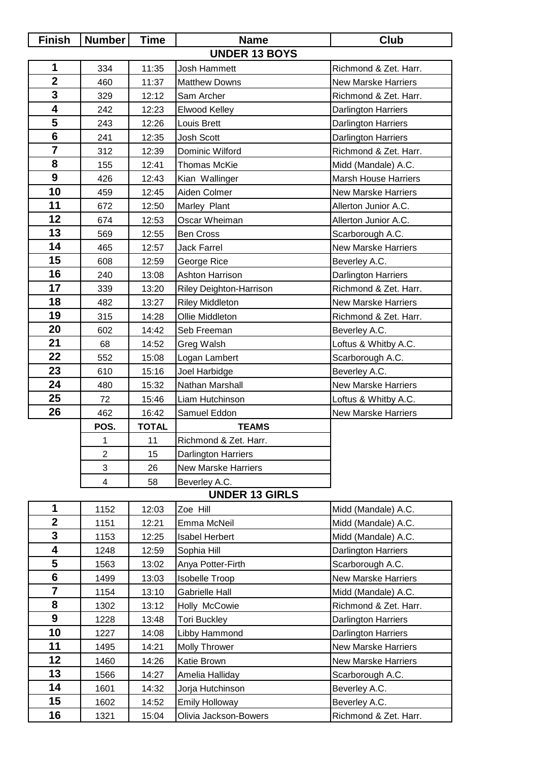| Finish | Number | Time | Name | Club |
|---|---|---|---|---|
| **UNDER 13 BOYS** | | | | |
| 1 | 334 | 11:35 | Josh Hammett | Richmond & Zet. Harr. |
| 2 | 460 | 11:37 | Matthew Downs | New Marske Harriers |
| 3 | 329 | 12:12 | Sam Archer | Richmond & Zet. Harr. |
| 4 | 242 | 12:23 | Elwood Kelley | Darlington Harriers |
| 5 | 243 | 12:26 | Louis Brett | Darlington Harriers |
| 6 | 241 | 12:35 | Josh Scott | Darlington Harriers |
| 7 | 312 | 12:39 | Dominic Wilford | Richmond & Zet. Harr. |
| 8 | 155 | 12:41 | Thomas McKie | Midd (Mandale) A.C. |
| 9 | 426 | 12:43 | Kian Wallinger | Marsh House Harriers |
| 10 | 459 | 12:45 | Aiden Colmer | New Marske Harriers |
| 11 | 672 | 12:50 | Marley Plant | Allerton Junior A.C. |
| 12 | 674 | 12:53 | Oscar Wheiman | Allerton Junior A.C. |
| 13 | 569 | 12:55 | Ben Cross | Scarborough A.C. |
| 14 | 465 | 12:57 | Jack Farrel | New Marske Harriers |
| 15 | 608 | 12:59 | George Rice | Beverley A.C. |
| 16 | 240 | 13:08 | Ashton Harrison | Darlington Harriers |
| 17 | 339 | 13:20 | Riley Deighton-Harrison | Richmond & Zet. Harr. |
| 18 | 482 | 13:27 | Riley Middleton | New Marske Harriers |
| 19 | 315 | 14:28 | Ollie Middleton | Richmond & Zet. Harr. |
| 20 | 602 | 14:42 | Seb Freeman | Beverley A.C. |
| 21 | 68 | 14:52 | Greg Walsh | Loftus & Whitby A.C. |
| 22 | 552 | 15:08 | Logan Lambert | Scarborough A.C. |
| 23 | 610 | 15:16 | Joel Harbidge | Beverley A.C. |
| 24 | 480 | 15:32 | Nathan Marshall | New Marske Harriers |
| 25 | 72 | 15:46 | Liam Hutchinson | Loftus & Whitby A.C. |
| 26 | 462 | 16:42 | Samuel Eddon | New Marske Harriers |
| | **POS.** | **TOTAL** | **TEAMS** | |
| | 1 | 11 | Richmond & Zet. Harr. | |
| | 2 | 15 | Darlington Harriers | |
| | 3 | 26 | New Marske Harriers | |
| | 4 | 58 | Beverley A.C. | |
| **UNDER 13 GIRLS** | | | | |
| 1 | 1152 | 12:03 | Zoe Hill | Midd (Mandale) A.C. |
| 2 | 1151 | 12:21 | Emma McNeil | Midd (Mandale) A.C. |
| 3 | 1153 | 12:25 | Isabel Herbert | Midd (Mandale) A.C. |
| 4 | 1248 | 12:59 | Sophia Hill | Darlington Harriers |
| 5 | 1563 | 13:02 | Anya Potter-Firth | Scarborough A.C. |
| 6 | 1499 | 13:03 | Isobelle Troop | New Marske Harriers |
| 7 | 1154 | 13:10 | Gabrielle Hall | Midd (Mandale) A.C. |
| 8 | 1302 | 13:12 | Holly McCowie | Richmond & Zet. Harr. |
| 9 | 1228 | 13:48 | Tori Buckley | Darlington Harriers |
| 10 | 1227 | 14:08 | Libby Hammond | Darlington Harriers |
| 11 | 1495 | 14:21 | Molly Thrower | New Marske Harriers |
| 12 | 1460 | 14:26 | Katie Brown | New Marske Harriers |
| 13 | 1566 | 14:27 | Amelia Halliday | Scarborough A.C. |
| 14 | 1601 | 14:32 | Jorja Hutchinson | Beverley A.C. |
| 15 | 1602 | 14:52 | Emily Holloway | Beverley A.C. |
| 16 | 1321 | 15:04 | Olivia Jackson-Bowers | Richmond & Zet. Harr. |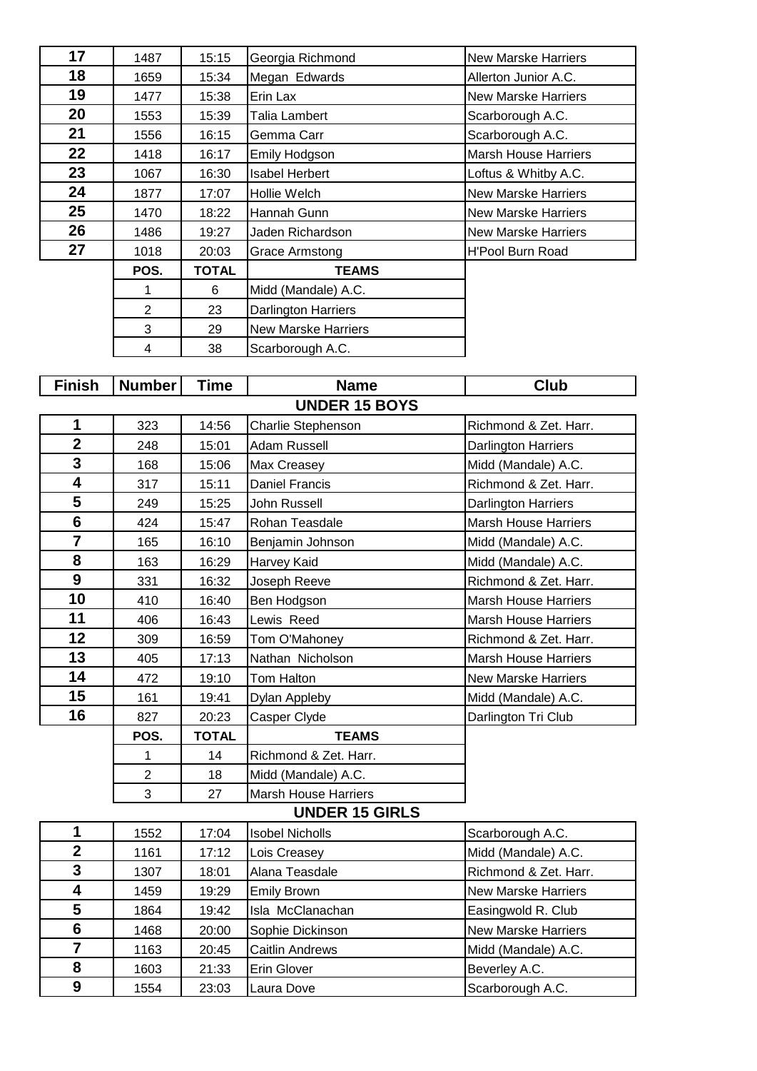| | | | | |
|---|---|---|---|---|
| 17 | 1487 | 15:15 | Georgia Richmond | New Marske Harriers |
| 18 | 1659 | 15:34 | Megan Edwards | Allerton Junior A.C. |
| 19 | 1477 | 15:38 | Erin Lax | New Marske Harriers |
| 20 | 1553 | 15:39 | Talia Lambert | Scarborough A.C. |
| 21 | 1556 | 16:15 | Gemma Carr | Scarborough A.C. |
| 22 | 1418 | 16:17 | Emily Hodgson | Marsh House Harriers |
| 23 | 1067 | 16:30 | Isabel Herbert | Loftus & Whitby A.C. |
| 24 | 1877 | 17:07 | Hollie Welch | New Marske Harriers |
| 25 | 1470 | 18:22 | Hannah Gunn | New Marske Harriers |
| 26 | 1486 | 19:27 | Jaden Richardson | New Marske Harriers |
| 27 | 1018 | 20:03 | Grace Armstong | H'Pool Burn Road |

| POS. | TOTAL | TEAMS |
|---|---|---|
| 1 | 6 | Midd (Mandale) A.C. |
| 2 | 23 | Darlington Harriers |
| 3 | 29 | New Marske Harriers |
| 4 | 38 | Scarborough A.C. |

## UNDER 15 BOYS

| Finish | Number | Time | Name | Club |
|---|---|---|---|---|
| 1 | 323 | 14:56 | Charlie Stephenson | Richmond & Zet. Harr. |
| 2 | 248 | 15:01 | Adam Russell | Darlington Harriers |
| 3 | 168 | 15:06 | Max Creasey | Midd (Mandale) A.C. |
| 4 | 317 | 15:11 | Daniel Francis | Richmond & Zet. Harr. |
| 5 | 249 | 15:25 | John Russell | Darlington Harriers |
| 6 | 424 | 15:47 | Rohan Teasdale | Marsh House Harriers |
| 7 | 165 | 16:10 | Benjamin Johnson | Midd (Mandale) A.C. |
| 8 | 163 | 16:29 | Harvey Kaid | Midd (Mandale) A.C. |
| 9 | 331 | 16:32 | Joseph Reeve | Richmond & Zet. Harr. |
| 10 | 410 | 16:40 | Ben Hodgson | Marsh House Harriers |
| 11 | 406 | 16:43 | Lewis Reed | Marsh House Harriers |
| 12 | 309 | 16:59 | Tom O'Mahoney | Richmond & Zet. Harr. |
| 13 | 405 | 17:13 | Nathan Nicholson | Marsh House Harriers |
| 14 | 472 | 19:10 | Tom Halton | New Marske Harriers |
| 15 | 161 | 19:41 | Dylan Appleby | Midd (Mandale) A.C. |
| 16 | 827 | 20:23 | Casper Clyde | Darlington Tri Club |

| POS. | TOTAL | TEAMS |
|---|---|---|
| 1 | 14 | Richmond & Zet. Harr. |
| 2 | 18 | Midd (Mandale) A.C. |
| 3 | 27 | Marsh House Harriers |

## UNDER 15 GIRLS

| Finish | Number | Time | Name | Club |
|---|---|---|---|---|
| 1 | 1552 | 17:04 | Isobel Nicholls | Scarborough A.C. |
| 2 | 1161 | 17:12 | Lois Creasey | Midd (Mandale) A.C. |
| 3 | 1307 | 18:01 | Alana Teasdale | Richmond & Zet. Harr. |
| 4 | 1459 | 19:29 | Emily Brown | New Marske Harriers |
| 5 | 1864 | 19:42 | Isla McClanachan | Easingwold R. Club |
| 6 | 1468 | 20:00 | Sophie Dickinson | New Marske Harriers |
| 7 | 1163 | 20:45 | Caitlin Andrews | Midd (Mandale) A.C. |
| 8 | 1603 | 21:33 | Erin Glover | Beverley A.C. |
| 9 | 1554 | 23:03 | Laura Dove | Scarborough A.C. |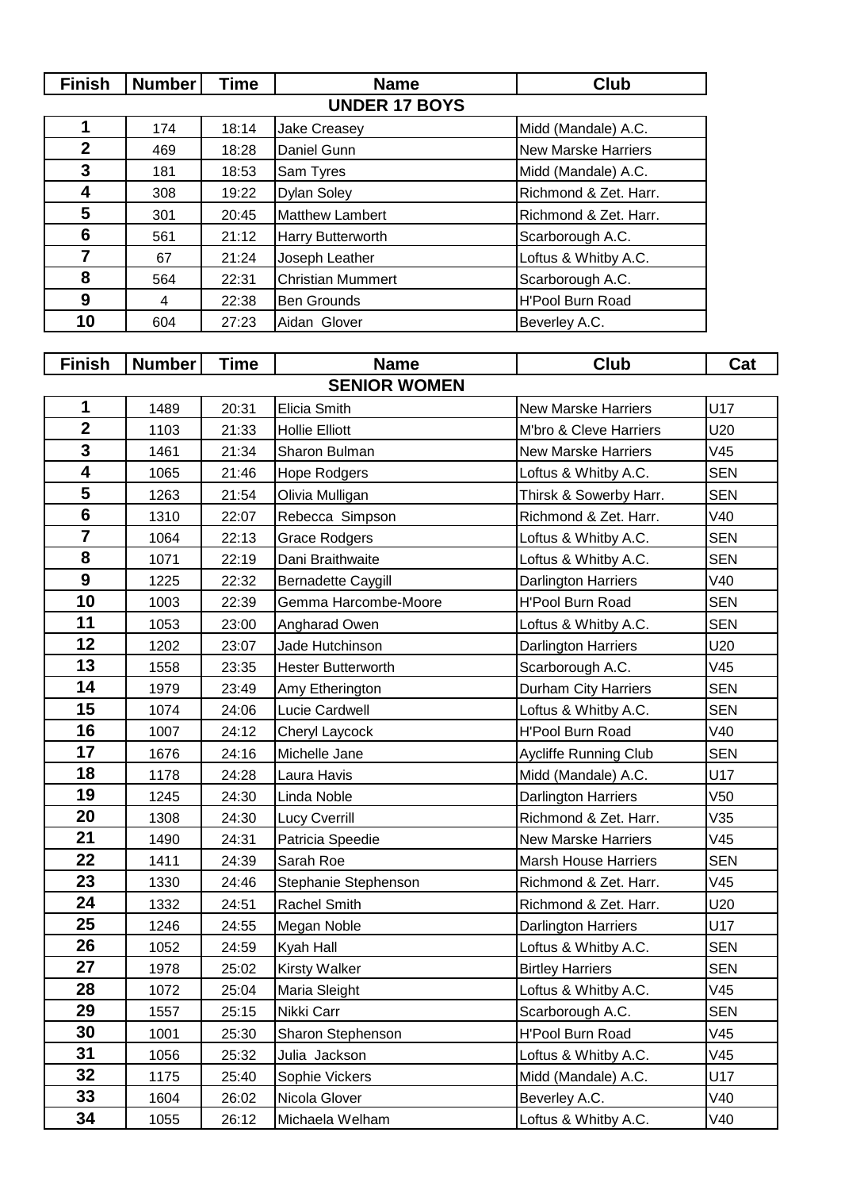| Finish | Number | Time | Name | Club |
|---|---|---|---|---|
| | | | **UNDER 17 BOYS** | |
| 1 | 174 | 18:14 | Jake Creasey | Midd (Mandale) A.C. |
| 2 | 469 | 18:28 | Daniel Gunn | New Marske Harriers |
| 3 | 181 | 18:53 | Sam Tyres | Midd (Mandale) A.C. |
| 4 | 308 | 19:22 | Dylan Soley | Richmond & Zet. Harr. |
| 5 | 301 | 20:45 | Matthew Lambert | Richmond & Zet. Harr. |
| 6 | 561 | 21:12 | Harry Butterworth | Scarborough A.C. |
| 7 | 67 | 21:24 | Joseph Leather | Loftus & Whitby A.C. |
| 8 | 564 | 22:31 | Christian Mummert | Scarborough A.C. |
| 9 | 4 | 22:38 | Ben Grounds | H'Pool Burn Road |
| 10 | 604 | 27:23 | Aidan Glover | Beverley A.C. |

| Finish | Number | Time | Name | Club | Cat |
|---|---|---|---|---|---|
| | | | **SENIOR WOMEN** | | |
| 1 | 1489 | 20:31 | Elicia Smith | New Marske Harriers | U17 |
| 2 | 1103 | 21:33 | Hollie Elliott | M'bro & Cleve Harriers | U20 |
| 3 | 1461 | 21:34 | Sharon Bulman | New Marske Harriers | V45 |
| 4 | 1065 | 21:46 | Hope Rodgers | Loftus & Whitby A.C. | SEN |
| 5 | 1263 | 21:54 | Olivia Mulligan | Thirsk & Sowerby Harr. | SEN |
| 6 | 1310 | 22:07 | Rebecca Simpson | Richmond & Zet. Harr. | V40 |
| 7 | 1064 | 22:13 | Grace Rodgers | Loftus & Whitby A.C. | SEN |
| 8 | 1071 | 22:19 | Dani Braithwaite | Loftus & Whitby A.C. | SEN |
| 9 | 1225 | 22:32 | Bernadette Caygill | Darlington Harriers | V40 |
| 10 | 1003 | 22:39 | Gemma Harcombe-Moore | H'Pool Burn Road | SEN |
| 11 | 1053 | 23:00 | Angharad Owen | Loftus & Whitby A.C. | SEN |
| 12 | 1202 | 23:07 | Jade Hutchinson | Darlington Harriers | U20 |
| 13 | 1558 | 23:35 | Hester Butterworth | Scarborough A.C. | V45 |
| 14 | 1979 | 23:49 | Amy Etherington | Durham City Harriers | SEN |
| 15 | 1074 | 24:06 | Lucie Cardwell | Loftus & Whitby A.C. | SEN |
| 16 | 1007 | 24:12 | Cheryl Laycock | H'Pool Burn Road | V40 |
| 17 | 1676 | 24:16 | Michelle Jane | Aycliffe Running Club | SEN |
| 18 | 1178 | 24:28 | Laura Havis | Midd (Mandale) A.C. | U17 |
| 19 | 1245 | 24:30 | Linda Noble | Darlington Harriers | V50 |
| 20 | 1308 | 24:30 | Lucy Cverrill | Richmond & Zet. Harr. | V35 |
| 21 | 1490 | 24:31 | Patricia Speedie | New Marske Harriers | V45 |
| 22 | 1411 | 24:39 | Sarah Roe | Marsh House Harriers | SEN |
| 23 | 1330 | 24:46 | Stephanie Stephenson | Richmond & Zet. Harr. | V45 |
| 24 | 1332 | 24:51 | Rachel Smith | Richmond & Zet. Harr. | U20 |
| 25 | 1246 | 24:55 | Megan Noble | Darlington Harriers | U17 |
| 26 | 1052 | 24:59 | Kyah Hall | Loftus & Whitby A.C. | SEN |
| 27 | 1978 | 25:02 | Kirsty Walker | Birtley Harriers | SEN |
| 28 | 1072 | 25:04 | Maria Sleight | Loftus & Whitby A.C. | V45 |
| 29 | 1557 | 25:15 | Nikki Carr | Scarborough A.C. | SEN |
| 30 | 1001 | 25:30 | Sharon Stephenson | H'Pool Burn Road | V45 |
| 31 | 1056 | 25:32 | Julia Jackson | Loftus & Whitby A.C. | V45 |
| 32 | 1175 | 25:40 | Sophie Vickers | Midd (Mandale) A.C. | U17 |
| 33 | 1604 | 26:02 | Nicola Glover | Beverley A.C. | V40 |
| 34 | 1055 | 26:12 | Michaela Welham | Loftus & Whitby A.C. | V40 |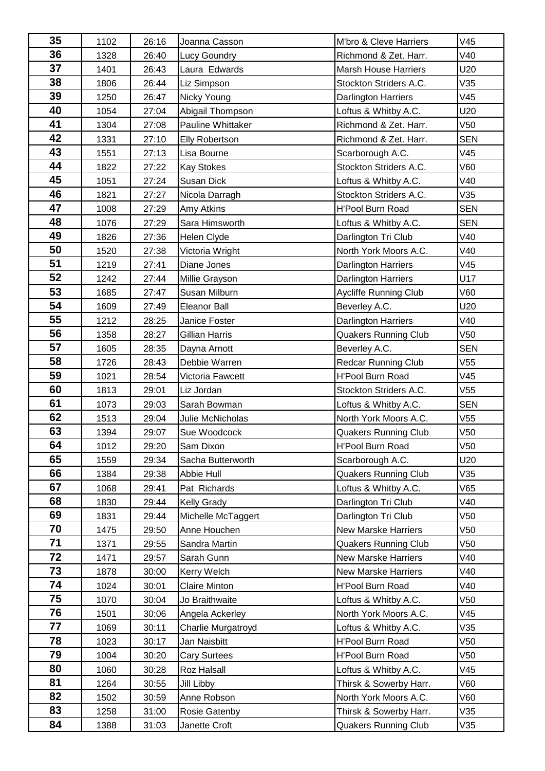| 35 | 1102 | 26:16 | Joanna Casson | M'bro & Cleve Harriers | V45 |
|---|---|---|---|---|---|
| 36 | 1328 | 26:40 | Lucy Goundry | Richmond & Zet. Harr. | V40 |
| 37 | 1401 | 26:43 | Laura  Edwards | Marsh House Harriers | U20 |
| 38 | 1806 | 26:44 | Liz Simpson | Stockton Striders A.C. | V35 |
| 39 | 1250 | 26:47 | Nicky Young | Darlington Harriers | V45 |
| 40 | 1054 | 27:04 | Abigail Thompson | Loftus & Whitby A.C. | U20 |
| 41 | 1304 | 27:08 | Pauline Whittaker | Richmond & Zet. Harr. | V50 |
| 42 | 1331 | 27:10 | Elly Robertson | Richmond & Zet. Harr. | SEN |
| 43 | 1551 | 27:13 | Lisa Bourne | Scarborough A.C. | V45 |
| 44 | 1822 | 27:22 | Kay Stokes | Stockton Striders A.C. | V60 |
| 45 | 1051 | 27:24 | Susan Dick | Loftus & Whitby A.C. | V40 |
| 46 | 1821 | 27:27 | Nicola Darragh | Stockton Striders A.C. | V35 |
| 47 | 1008 | 27:29 | Amy Atkins | H'Pool Burn Road | SEN |
| 48 | 1076 | 27:29 | Sara Himsworth | Loftus & Whitby A.C. | SEN |
| 49 | 1826 | 27:36 | Helen Clyde | Darlington Tri Club | V40 |
| 50 | 1520 | 27:38 | Victoria Wright | North York Moors A.C. | V40 |
| 51 | 1219 | 27:41 | Diane Jones | Darlington Harriers | V45 |
| 52 | 1242 | 27:44 | Millie Grayson | Darlington Harriers | U17 |
| 53 | 1685 | 27:47 | Susan Milburn | Aycliffe Running Club | V60 |
| 54 | 1609 | 27:49 | Eleanor Ball | Beverley A.C. | U20 |
| 55 | 1212 | 28:25 | Janice Foster | Darlington Harriers | V40 |
| 56 | 1358 | 28:27 | Gillian Harris | Quakers Running Club | V50 |
| 57 | 1605 | 28:35 | Dayna Arnott | Beverley A.C. | SEN |
| 58 | 1726 | 28:43 | Debbie Warren | Redcar Running Club | V55 |
| 59 | 1021 | 28:54 | Victoria Fawcett | H'Pool Burn Road | V45 |
| 60 | 1813 | 29:01 | Liz Jordan | Stockton Striders A.C. | V55 |
| 61 | 1073 | 29:03 | Sarah Bowman | Loftus & Whitby A.C. | SEN |
| 62 | 1513 | 29:04 | Julie McNicholas | North York Moors A.C. | V55 |
| 63 | 1394 | 29:07 | Sue Woodcock | Quakers Running Club | V50 |
| 64 | 1012 | 29:20 | Sam Dixon | H'Pool Burn Road | V50 |
| 65 | 1559 | 29:34 | Sacha Butterworth | Scarborough A.C. | U20 |
| 66 | 1384 | 29:38 | Abbie Hull | Quakers Running Club | V35 |
| 67 | 1068 | 29:41 | Pat  Richards | Loftus & Whitby A.C. | V65 |
| 68 | 1830 | 29:44 | Kelly Grady | Darlington Tri Club | V40 |
| 69 | 1831 | 29:44 | Michelle McTaggert | Darlington Tri Club | V50 |
| 70 | 1475 | 29:50 | Anne Houchen | New Marske Harriers | V50 |
| 71 | 1371 | 29:55 | Sandra Martin | Quakers Running Club | V50 |
| 72 | 1471 | 29:57 | Sarah Gunn | New Marske Harriers | V40 |
| 73 | 1878 | 30:00 | Kerry Welch | New Marske Harriers | V40 |
| 74 | 1024 | 30:01 | Claire Minton | H'Pool Burn Road | V40 |
| 75 | 1070 | 30:04 | Jo Braithwaite | Loftus & Whitby A.C. | V50 |
| 76 | 1501 | 30:06 | Angela Ackerley | North York Moors A.C. | V45 |
| 77 | 1069 | 30:11 | Charlie Murgatroyd | Loftus & Whitby A.C. | V35 |
| 78 | 1023 | 30:17 | Jan Naisbitt | H'Pool Burn Road | V50 |
| 79 | 1004 | 30:20 | Cary Surtees | H'Pool Burn Road | V50 |
| 80 | 1060 | 30:28 | Roz Halsall | Loftus & Whitby A.C. | V45 |
| 81 | 1264 | 30:55 | Jill Libby | Thirsk & Sowerby Harr. | V60 |
| 82 | 1502 | 30:59 | Anne Robson | North York Moors A.C. | V60 |
| 83 | 1258 | 31:00 | Rosie Gatenby | Thirsk & Sowerby Harr. | V35 |
| 84 | 1388 | 31:03 | Janette Croft | Quakers Running Club | V35 |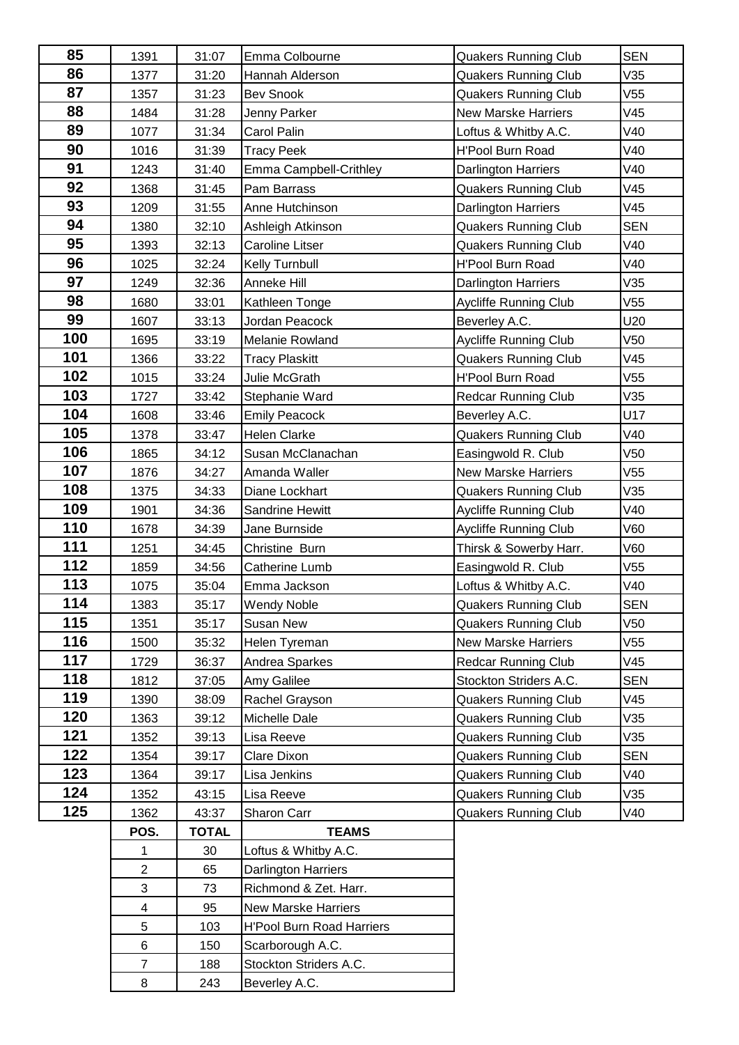| | | | | | |
|---|---|---|---|---|---|
| **85** | 1391 | 31:07 | Emma Colbourne | Quakers Running Club | SEN |
| **86** | 1377 | 31:20 | Hannah Alderson | Quakers Running Club | V35 |
| **87** | 1357 | 31:23 | Bev Snook | Quakers Running Club | V55 |
| **88** | 1484 | 31:28 | Jenny Parker | New Marske Harriers | V45 |
| **89** | 1077 | 31:34 | Carol Palin | Loftus & Whitby A.C. | V40 |
| **90** | 1016 | 31:39 | Tracy Peek | H'Pool Burn Road | V40 |
| **91** | 1243 | 31:40 | Emma Campbell-Crithley | Darlington Harriers | V40 |
| **92** | 1368 | 31:45 | Pam Barrass | Quakers Running Club | V45 |
| **93** | 1209 | 31:55 | Anne Hutchinson | Darlington Harriers | V45 |
| **94** | 1380 | 32:10 | Ashleigh Atkinson | Quakers Running Club | SEN |
| **95** | 1393 | 32:13 | Caroline Litser | Quakers Running Club | V40 |
| **96** | 1025 | 32:24 | Kelly Turnbull | H'Pool Burn Road | V40 |
| **97** | 1249 | 32:36 | Anneke Hill | Darlington Harriers | V35 |
| **98** | 1680 | 33:01 | Kathleen Tonge | Aycliffe Running Club | V55 |
| **99** | 1607 | 33:13 | Jordan Peacock | Beverley A.C. | U20 |
| **100** | 1695 | 33:19 | Melanie Rowland | Aycliffe Running Club | V50 |
| **101** | 1366 | 33:22 | Tracy Plaskitt | Quakers Running Club | V45 |
| **102** | 1015 | 33:24 | Julie McGrath | H'Pool Burn Road | V55 |
| **103** | 1727 | 33:42 | Stephanie Ward | Redcar Running Club | V35 |
| **104** | 1608 | 33:46 | Emily Peacock | Beverley A.C. | U17 |
| **105** | 1378 | 33:47 | Helen Clarke | Quakers Running Club | V40 |
| **106** | 1865 | 34:12 | Susan McClanachan | Easingwold R. Club | V50 |
| **107** | 1876 | 34:27 | Amanda Waller | New Marske Harriers | V55 |
| **108** | 1375 | 34:33 | Diane Lockhart | Quakers Running Club | V35 |
| **109** | 1901 | 34:36 | Sandrine Hewitt | Aycliffe Running Club | V40 |
| **110** | 1678 | 34:39 | Jane Burnside | Aycliffe Running Club | V60 |
| **111** | 1251 | 34:45 | Christine Burn | Thirsk & Sowerby Harr. | V60 |
| **112** | 1859 | 34:56 | Catherine Lumb | Easingwold R. Club | V55 |
| **113** | 1075 | 35:04 | Emma Jackson | Loftus & Whitby A.C. | V40 |
| **114** | 1383 | 35:17 | Wendy Noble | Quakers Running Club | SEN |
| **115** | 1351 | 35:17 | Susan New | Quakers Running Club | V50 |
| **116** | 1500 | 35:32 | Helen Tyreman | New Marske Harriers | V55 |
| **117** | 1729 | 36:37 | Andrea Sparkes | Redcar Running Club | V45 |
| **118** | 1812 | 37:05 | Amy Galilee | Stockton Striders A.C. | SEN |
| **119** | 1390 | 38:09 | Rachel Grayson | Quakers Running Club | V45 |
| **120** | 1363 | 39:12 | Michelle Dale | Quakers Running Club | V35 |
| **121** | 1352 | 39:13 | Lisa Reeve | Quakers Running Club | V35 |
| **122** | 1354 | 39:17 | Clare Dixon | Quakers Running Club | SEN |
| **123** | 1364 | 39:17 | Lisa Jenkins | Quakers Running Club | V40 |
| **124** | 1352 | 43:15 | Lisa Reeve | Quakers Running Club | V35 |
| **125** | 1362 | 43:37 | Sharon Carr | Quakers Running Club | V40 |

| POS. | TOTAL | TEAMS |
|---|---|---|
| 1 | 30 | Loftus & Whitby A.C. |
| 2 | 65 | Darlington Harriers |
| 3 | 73 | Richmond & Zet. Harr. |
| 4 | 95 | New Marske Harriers |
| 5 | 103 | H'Pool Burn Road Harriers |
| 6 | 150 | Scarborough A.C. |
| 7 | 188 | Stockton Striders A.C. |
| 8 | 243 | Beverley A.C. |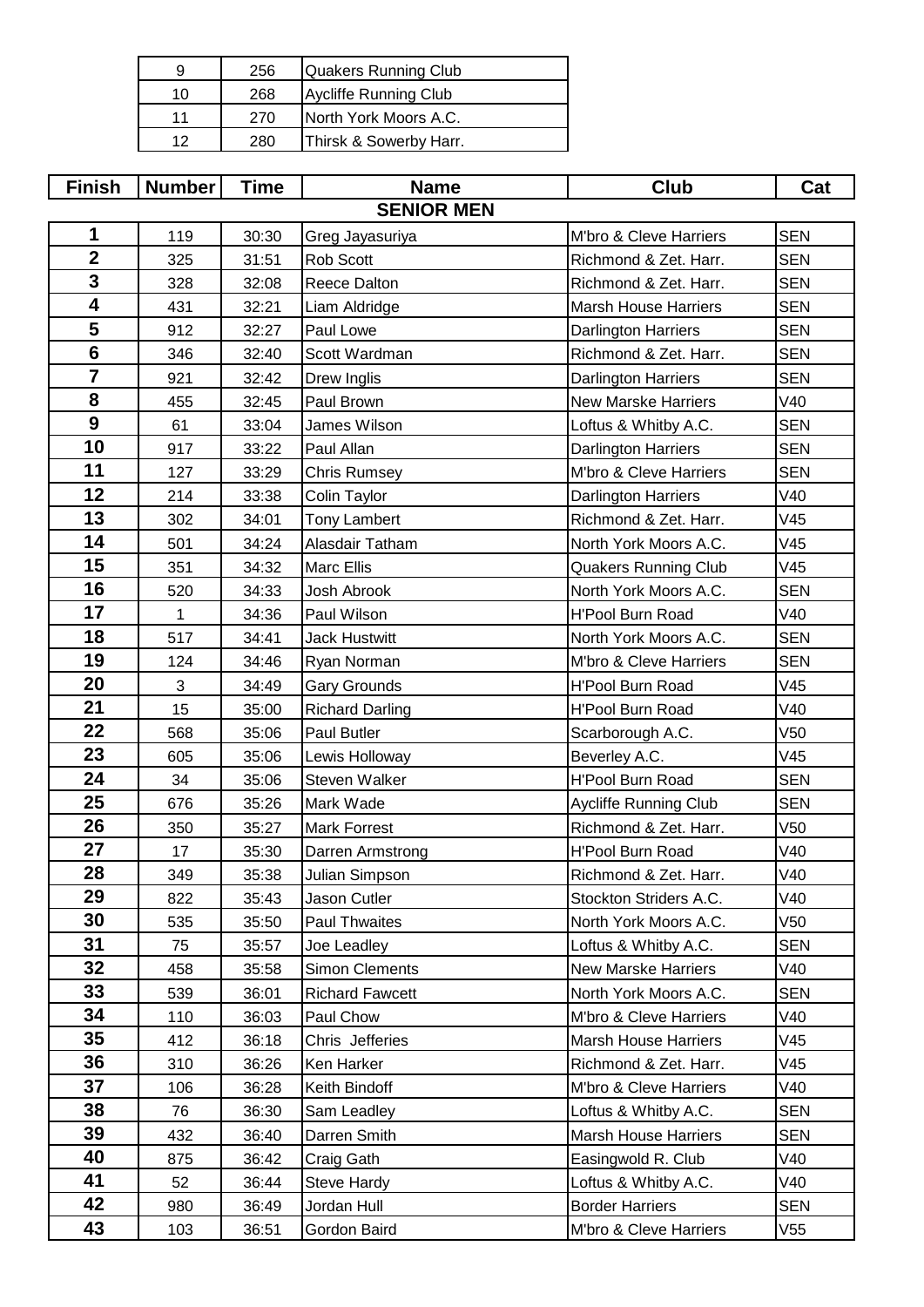| | | |
|---|---|---|
| 9 | 256 | Quakers Running Club |
| 10 | 268 | Aycliffe Running Club |
| 11 | 270 | North York Moors A.C. |
| 12 | 280 | Thirsk & Sowerby Harr. |

| Finish | Number | Time | Name | Club | Cat |
|---|---|---|---|---|---|
| | | | **SENIOR MEN** | | |
| **1** | 119 | 30:30 | Greg Jayasuriya | M'bro & Cleve Harriers | SEN |
| **2** | 325 | 31:51 | Rob Scott | Richmond & Zet. Harr. | SEN |
| **3** | 328 | 32:08 | Reece Dalton | Richmond & Zet. Harr. | SEN |
| **4** | 431 | 32:21 | Liam Aldridge | Marsh House Harriers | SEN |
| **5** | 912 | 32:27 | Paul Lowe | Darlington Harriers | SEN |
| **6** | 346 | 32:40 | Scott Wardman | Richmond & Zet. Harr. | SEN |
| **7** | 921 | 32:42 | Drew Inglis | Darlington Harriers | SEN |
| **8** | 455 | 32:45 | Paul Brown | New Marske Harriers | V40 |
| **9** | 61 | 33:04 | James Wilson | Loftus & Whitby A.C. | SEN |
| **10** | 917 | 33:22 | Paul Allan | Darlington Harriers | SEN |
| **11** | 127 | 33:29 | Chris Rumsey | M'bro & Cleve Harriers | SEN |
| **12** | 214 | 33:38 | Colin Taylor | Darlington Harriers | V40 |
| **13** | 302 | 34:01 | Tony Lambert | Richmond & Zet. Harr. | V45 |
| **14** | 501 | 34:24 | Alasdair Tatham | North York Moors A.C. | V45 |
| **15** | 351 | 34:32 | Marc Ellis | Quakers Running Club | V45 |
| **16** | 520 | 34:33 | Josh Abrook | North York Moors A.C. | SEN |
| **17** | 1 | 34:36 | Paul Wilson | H'Pool Burn Road | V40 |
| **18** | 517 | 34:41 | Jack Hustwitt | North York Moors A.C. | SEN |
| **19** | 124 | 34:46 | Ryan Norman | M'bro & Cleve Harriers | SEN |
| **20** | 3 | 34:49 | Gary Grounds | H'Pool Burn Road | V45 |
| **21** | 15 | 35:00 | Richard Darling | H'Pool Burn Road | V40 |
| **22** | 568 | 35:06 | Paul Butler | Scarborough A.C. | V50 |
| **23** | 605 | 35:06 | Lewis Holloway | Beverley A.C. | V45 |
| **24** | 34 | 35:06 | Steven Walker | H'Pool Burn Road | SEN |
| **25** | 676 | 35:26 | Mark Wade | Aycliffe Running Club | SEN |
| **26** | 350 | 35:27 | Mark Forrest | Richmond & Zet. Harr. | V50 |
| **27** | 17 | 35:30 | Darren Armstrong | H'Pool Burn Road | V40 |
| **28** | 349 | 35:38 | Julian Simpson | Richmond & Zet. Harr. | V40 |
| **29** | 822 | 35:43 | Jason Cutler | Stockton Striders A.C. | V40 |
| **30** | 535 | 35:50 | Paul Thwaites | North York Moors A.C. | V50 |
| **31** | 75 | 35:57 | Joe Leadley | Loftus & Whitby A.C. | SEN |
| **32** | 458 | 35:58 | Simon Clements | New Marske Harriers | V40 |
| **33** | 539 | 36:01 | Richard Fawcett | North York Moors A.C. | SEN |
| **34** | 110 | 36:03 | Paul Chow | M'bro & Cleve Harriers | V40 |
| **35** | 412 | 36:18 | Chris Jefferies | Marsh House Harriers | V45 |
| **36** | 310 | 36:26 | Ken Harker | Richmond & Zet. Harr. | V45 |
| **37** | 106 | 36:28 | Keith Bindoff | M'bro & Cleve Harriers | V40 |
| **38** | 76 | 36:30 | Sam Leadley | Loftus & Whitby A.C. | SEN |
| **39** | 432 | 36:40 | Darren Smith | Marsh House Harriers | SEN |
| **40** | 875 | 36:42 | Craig Gath | Easingwold R. Club | V40 |
| **41** | 52 | 36:44 | Steve Hardy | Loftus & Whitby A.C. | V40 |
| **42** | 980 | 36:49 | Jordan Hull | Border Harriers | SEN |
| **43** | 103 | 36:51 | Gordon Baird | M'bro & Cleve Harriers | V55 |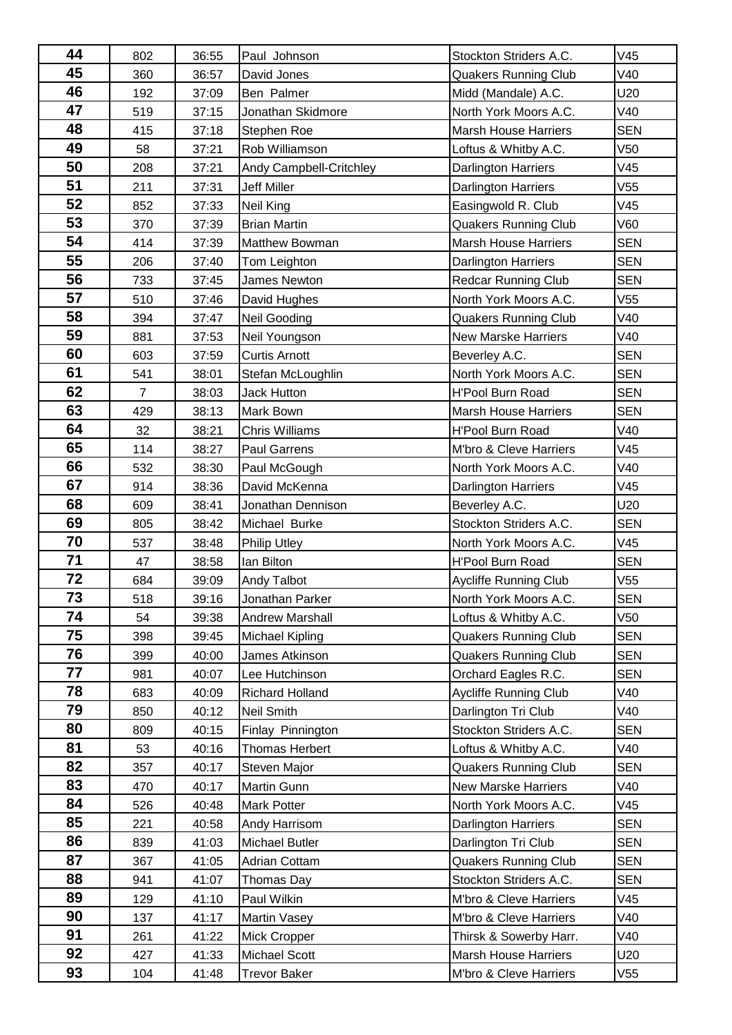| 44 | 802 | 36:55 | Paul Johnson | Stockton Striders A.C. | V45 |
|---|---|---|---|---|---|
| 45 | 360 | 36:57 | David Jones | Quakers Running Club | V40 |
| 46 | 192 | 37:09 | Ben Palmer | Midd (Mandale) A.C. | U20 |
| 47 | 519 | 37:15 | Jonathan Skidmore | North York Moors A.C. | V40 |
| 48 | 415 | 37:18 | Stephen Roe | Marsh House Harriers | SEN |
| 49 | 58 | 37:21 | Rob Williamson | Loftus & Whitby A.C. | V50 |
| 50 | 208 | 37:21 | Andy Campbell-Critchley | Darlington Harriers | V45 |
| 51 | 211 | 37:31 | Jeff Miller | Darlington Harriers | V55 |
| 52 | 852 | 37:33 | Neil King | Easingwold R. Club | V45 |
| 53 | 370 | 37:39 | Brian Martin | Quakers Running Club | V60 |
| 54 | 414 | 37:39 | Matthew Bowman | Marsh House Harriers | SEN |
| 55 | 206 | 37:40 | Tom Leighton | Darlington Harriers | SEN |
| 56 | 733 | 37:45 | James Newton | Redcar Running Club | SEN |
| 57 | 510 | 37:46 | David Hughes | North York Moors A.C. | V55 |
| 58 | 394 | 37:47 | Neil Gooding | Quakers Running Club | V40 |
| 59 | 881 | 37:53 | Neil Youngson | New Marske Harriers | V40 |
| 60 | 603 | 37:59 | Curtis Arnott | Beverley A.C. | SEN |
| 61 | 541 | 38:01 | Stefan McLoughlin | North York Moors A.C. | SEN |
| 62 | 7 | 38:03 | Jack Hutton | H'Pool Burn Road | SEN |
| 63 | 429 | 38:13 | Mark Bown | Marsh House Harriers | SEN |
| 64 | 32 | 38:21 | Chris Williams | H'Pool Burn Road | V40 |
| 65 | 114 | 38:27 | Paul Garrens | M'bro & Cleve Harriers | V45 |
| 66 | 532 | 38:30 | Paul McGough | North York Moors A.C. | V40 |
| 67 | 914 | 38:36 | David McKenna | Darlington Harriers | V45 |
| 68 | 609 | 38:41 | Jonathan Dennison | Beverley A.C. | U20 |
| 69 | 805 | 38:42 | Michael Burke | Stockton Striders A.C. | SEN |
| 70 | 537 | 38:48 | Philip Utley | North York Moors A.C. | V45 |
| 71 | 47 | 38:58 | Ian Bilton | H'Pool Burn Road | SEN |
| 72 | 684 | 39:09 | Andy Talbot | Aycliffe Running Club | V55 |
| 73 | 518 | 39:16 | Jonathan Parker | North York Moors A.C. | SEN |
| 74 | 54 | 39:38 | Andrew Marshall | Loftus & Whitby A.C. | V50 |
| 75 | 398 | 39:45 | Michael Kipling | Quakers Running Club | SEN |
| 76 | 399 | 40:00 | James Atkinson | Quakers Running Club | SEN |
| 77 | 981 | 40:07 | Lee Hutchinson | Orchard Eagles R.C. | SEN |
| 78 | 683 | 40:09 | Richard Holland | Aycliffe Running Club | V40 |
| 79 | 850 | 40:12 | Neil Smith | Darlington Tri Club | V40 |
| 80 | 809 | 40:15 | Finlay Pinnington | Stockton Striders A.C. | SEN |
| 81 | 53 | 40:16 | Thomas Herbert | Loftus & Whitby A.C. | V40 |
| 82 | 357 | 40:17 | Steven Major | Quakers Running Club | SEN |
| 83 | 470 | 40:17 | Martin Gunn | New Marske Harriers | V40 |
| 84 | 526 | 40:48 | Mark Potter | North York Moors A.C. | V45 |
| 85 | 221 | 40:58 | Andy Harrisom | Darlington Harriers | SEN |
| 86 | 839 | 41:03 | Michael Butler | Darlington Tri Club | SEN |
| 87 | 367 | 41:05 | Adrian Cottam | Quakers Running Club | SEN |
| 88 | 941 | 41:07 | Thomas Day | Stockton Striders A.C. | SEN |
| 89 | 129 | 41:10 | Paul Wilkin | M'bro & Cleve Harriers | V45 |
| 90 | 137 | 41:17 | Martin Vasey | M'bro & Cleve Harriers | V40 |
| 91 | 261 | 41:22 | Mick Cropper | Thirsk & Sowerby Harr. | V40 |
| 92 | 427 | 41:33 | Michael Scott | Marsh House Harriers | U20 |
| 93 | 104 | 41:48 | Trevor Baker | M'bro & Cleve Harriers | V55 |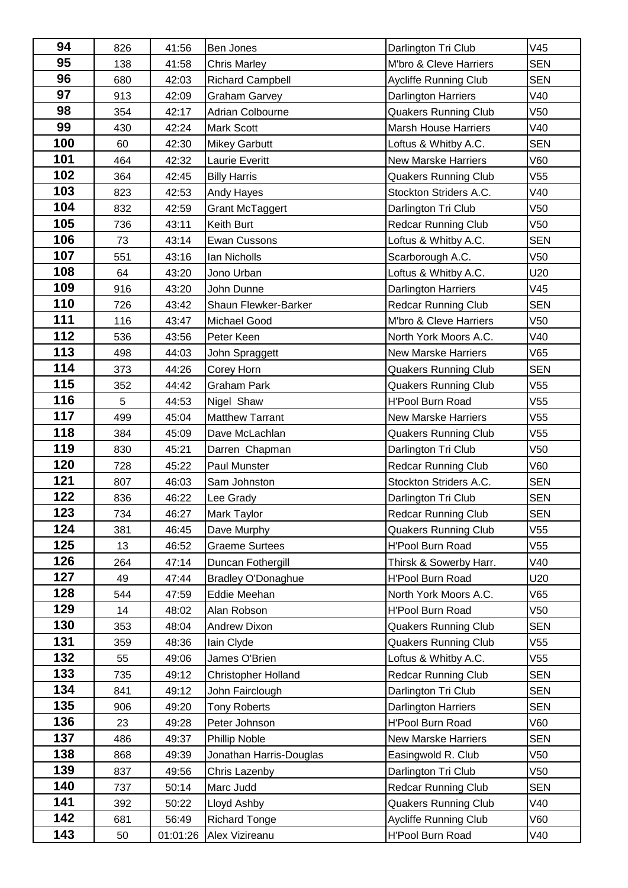| 94 | 826 | 41:56 | Ben Jones | Darlington Tri Club | V45 |
|---|---|---|---|---|---|
| 95 | 138 | 41:58 | Chris Marley | M'bro & Cleve Harriers | SEN |
| 96 | 680 | 42:03 | Richard Campbell | Aycliffe Running Club | SEN |
| 97 | 913 | 42:09 | Graham Garvey | Darlington Harriers | V40 |
| 98 | 354 | 42:17 | Adrian Colbourne | Quakers Running Club | V50 |
| 99 | 430 | 42:24 | Mark Scott | Marsh House Harriers | V40 |
| 100 | 60 | 42:30 | Mikey Garbutt | Loftus & Whitby A.C. | SEN |
| 101 | 464 | 42:32 | Laurie Everitt | New Marske Harriers | V60 |
| 102 | 364 | 42:45 | Billy Harris | Quakers Running Club | V55 |
| 103 | 823 | 42:53 | Andy Hayes | Stockton Striders A.C. | V40 |
| 104 | 832 | 42:59 | Grant McTaggert | Darlington Tri Club | V50 |
| 105 | 736 | 43:11 | Keith Burt | Redcar Running Club | V50 |
| 106 | 73 | 43:14 | Ewan Cussons | Loftus & Whitby A.C. | SEN |
| 107 | 551 | 43:16 | Ian Nicholls | Scarborough A.C. | V50 |
| 108 | 64 | 43:20 | Jono Urban | Loftus & Whitby A.C. | U20 |
| 109 | 916 | 43:20 | John Dunne | Darlington Harriers | V45 |
| 110 | 726 | 43:42 | Shaun Flewker-Barker | Redcar Running Club | SEN |
| 111 | 116 | 43:47 | Michael Good | M'bro & Cleve Harriers | V50 |
| 112 | 536 | 43:56 | Peter Keen | North York Moors A.C. | V40 |
| 113 | 498 | 44:03 | John Spraggett | New Marske Harriers | V65 |
| 114 | 373 | 44:26 | Corey Horn | Quakers Running Club | SEN |
| 115 | 352 | 44:42 | Graham Park | Quakers Running Club | V55 |
| 116 | 5 | 44:53 | Nigel Shaw | H'Pool Burn Road | V55 |
| 117 | 499 | 45:04 | Matthew Tarrant | New Marske Harriers | V55 |
| 118 | 384 | 45:09 | Dave McLachlan | Quakers Running Club | V55 |
| 119 | 830 | 45:21 | Darren Chapman | Darlington Tri Club | V50 |
| 120 | 728 | 45:22 | Paul Munster | Redcar Running Club | V60 |
| 121 | 807 | 46:03 | Sam Johnston | Stockton Striders A.C. | SEN |
| 122 | 836 | 46:22 | Lee Grady | Darlington Tri Club | SEN |
| 123 | 734 | 46:27 | Mark Taylor | Redcar Running Club | SEN |
| 124 | 381 | 46:45 | Dave Murphy | Quakers Running Club | V55 |
| 125 | 13 | 46:52 | Graeme Surtees | H'Pool Burn Road | V55 |
| 126 | 264 | 47:14 | Duncan Fothergill | Thirsk & Sowerby Harr. | V40 |
| 127 | 49 | 47:44 | Bradley O'Donaghue | H'Pool Burn Road | U20 |
| 128 | 544 | 47:59 | Eddie Meehan | North York Moors A.C. | V65 |
| 129 | 14 | 48:02 | Alan Robson | H'Pool Burn Road | V50 |
| 130 | 353 | 48:04 | Andrew Dixon | Quakers Running Club | SEN |
| 131 | 359 | 48:36 | Iain Clyde | Quakers Running Club | V55 |
| 132 | 55 | 49:06 | James O'Brien | Loftus & Whitby A.C. | V55 |
| 133 | 735 | 49:12 | Christopher Holland | Redcar Running Club | SEN |
| 134 | 841 | 49:12 | John Fairclough | Darlington Tri Club | SEN |
| 135 | 906 | 49:20 | Tony Roberts | Darlington Harriers | SEN |
| 136 | 23 | 49:28 | Peter Johnson | H'Pool Burn Road | V60 |
| 137 | 486 | 49:37 | Phillip Noble | New Marske Harriers | SEN |
| 138 | 868 | 49:39 | Jonathan Harris-Douglas | Easingwold R. Club | V50 |
| 139 | 837 | 49:56 | Chris Lazenby | Darlington Tri Club | V50 |
| 140 | 737 | 50:14 | Marc Judd | Redcar Running Club | SEN |
| 141 | 392 | 50:22 | Lloyd Ashby | Quakers Running Club | V40 |
| 142 | 681 | 56:49 | Richard Tonge | Aycliffe Running Club | V60 |
| 143 | 50 | 01:01:26 | Alex Vizireanu | H'Pool Burn Road | V40 |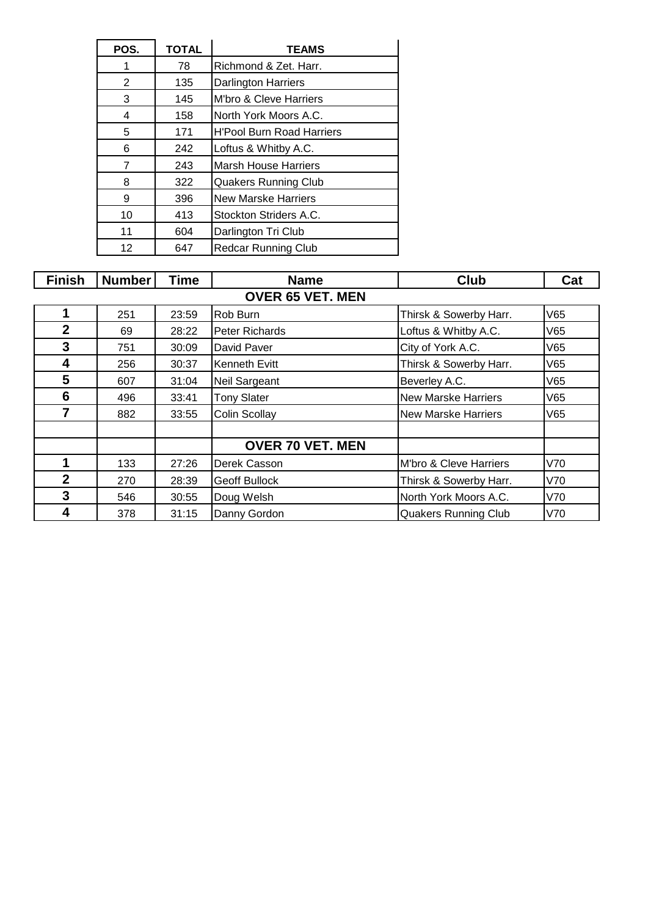| POS. | TOTAL | TEAMS |
|---|---|---|
| 1 | 78 | Richmond & Zet. Harr. |
| 2 | 135 | Darlington Harriers |
| 3 | 145 | M'bro & Cleve Harriers |
| 4 | 158 | North York Moors A.C. |
| 5 | 171 | H'Pool Burn Road Harriers |
| 6 | 242 | Loftus & Whitby A.C. |
| 7 | 243 | Marsh House Harriers |
| 8 | 322 | Quakers Running Club |
| 9 | 396 | New Marske Harriers |
| 10 | 413 | Stockton Striders A.C. |
| 11 | 604 | Darlington Tri Club |
| 12 | 647 | Redcar Running Club |

| Finish | Number | Time | Name | Club | Cat |
|---|---|---|---|---|---|
| | | | **OVER 65 VET. MEN** | | |
| **1** | 251 | 23:59 | Rob Burn | Thirsk & Sowerby Harr. | V65 |
| **2** | 69 | 28:22 | Peter Richards | Loftus & Whitby A.C. | V65 |
| **3** | 751 | 30:09 | David Paver | City of York A.C. | V65 |
| **4** | 256 | 30:37 | Kenneth Evitt | Thirsk & Sowerby Harr. | V65 |
| **5** | 607 | 31:04 | Neil Sargeant | Beverley A.C. | V65 |
| **6** | 496 | 33:41 | Tony Slater | New Marske Harriers | V65 |
| **7** | 882 | 33:55 | Colin Scollay | New Marske Harriers | V65 |
| | | | | | |
| | | | **OVER 70 VET. MEN** | | |
| **1** | 133 | 27:26 | Derek Casson | M'bro & Cleve Harriers | V70 |
| **2** | 270 | 28:39 | Geoff Bullock | Thirsk & Sowerby Harr. | V70 |
| **3** | 546 | 30:55 | Doug Welsh | North York Moors A.C. | V70 |
| **4** | 378 | 31:15 | Danny Gordon | Quakers Running Club | V70 |